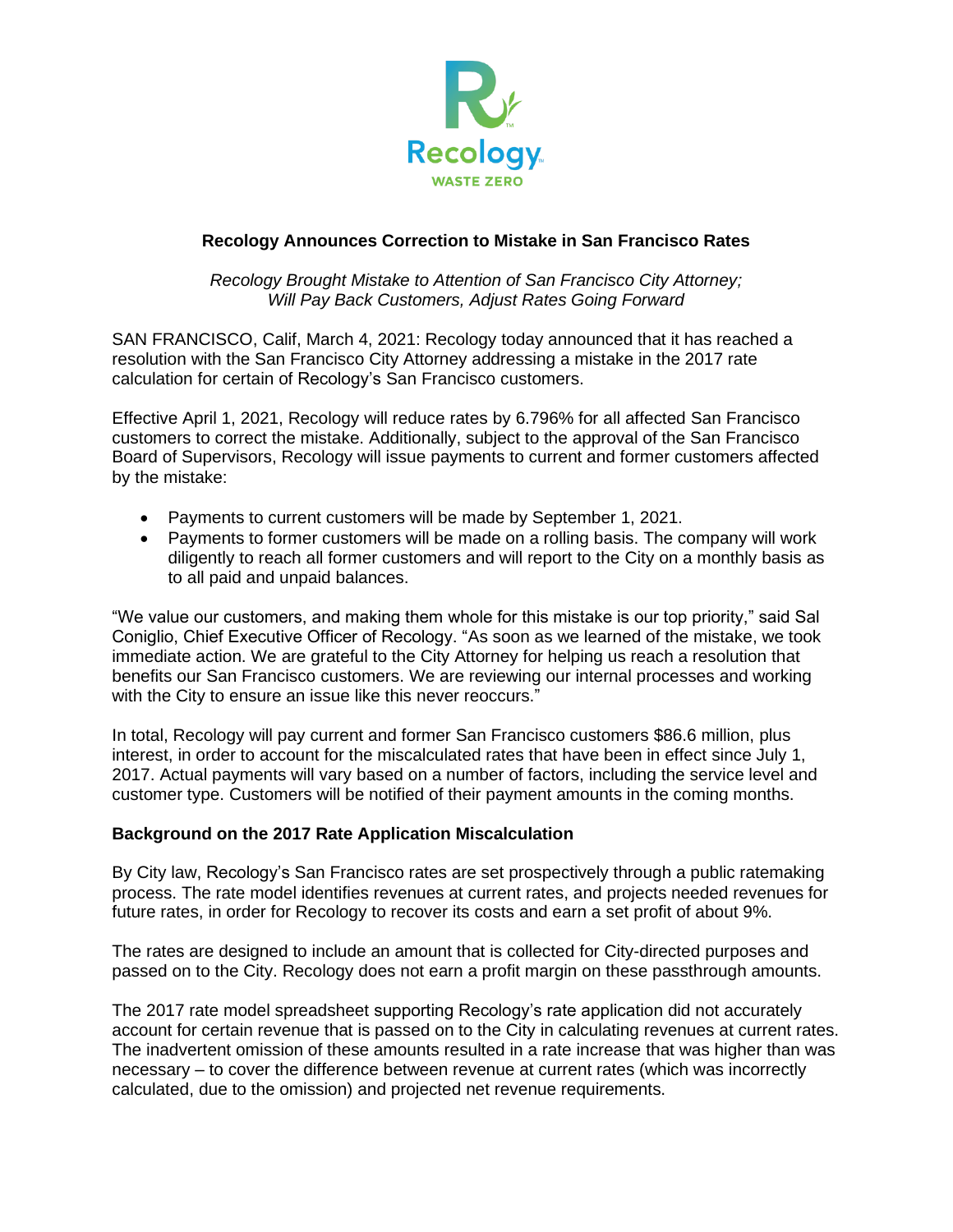# Recology Announces Correction to Mistake in San Francisco Rates

*Recology Brought Mistake to Attention of San Francisco City Attorney; Will Pay Back Customers, Adjust Rates Going Forward*

SAN FRANCISCO, Calif, March 4, 2021: Recology today announced that it has reached a resolution with the San Francisco City Attorney addressing a mistake in the 2017 rate calculation for certain of Recology's San Francisco customers.

Effective April 1, 2021, Recology will reduce rates by 6.796% for all affected San Francisco customers to correct the mistake. Additionally, subject to the approval of the San Francisco Board of Supervisors, Recology will issue payments to current and former customers affected by the mistake:

- Payments to current customers will be made by September 1, 2021.
- Payments to former customers will be made on a rolling basis. The company will work diligently to reach all former customers and will report to the City on a monthly basis as to all paid and unpaid balances.

"We value our customers, and making them whole for this mistake is our top priority," said Sal Coniglio, Chief Executive Officer of Recology. "As soon as we learned of the mistake, we took immediate action. We are grateful to the City Attorney for helping us reach a resolution that benefits our San Francisco customers. We are reviewing our internal processes and working with the City to ensure an issue like this never reoccurs."

In total, Recology will pay current and former San Francisco customers $86.6 million, plus interest, in order to account for the miscalculated rates that have been in effect since July 1, 2017. Actual payments will vary based on a number of factors, including the service level and customer type. Customers will be notified of their payment amounts in the coming months.

## Background on the 2017 Rate Application Miscalculation

By City law, Recology's San Francisco rates are set prospectively through a public ratemaking process. The rate model identifies revenues at current rates, and projects needed revenues for future rates, in order for Recology to recover its costs and earn a set profit of about 9%.

The rates are designed to include an amount that is collected for City-directed purposes and passed on to the City. Recology does not earn a profit margin on these passthrough amounts.

The 2017 rate model spreadsheet supporting Recology's rate application did not accurately account for certain revenue that is passed on to the City in calculating revenues at current rates. The inadvertent omission of these amounts resulted in a rate increase that was higher than was necessary – to cover the difference between revenue at current rates (which was incorrectly calculated, due to the omission) and projected net revenue requirements.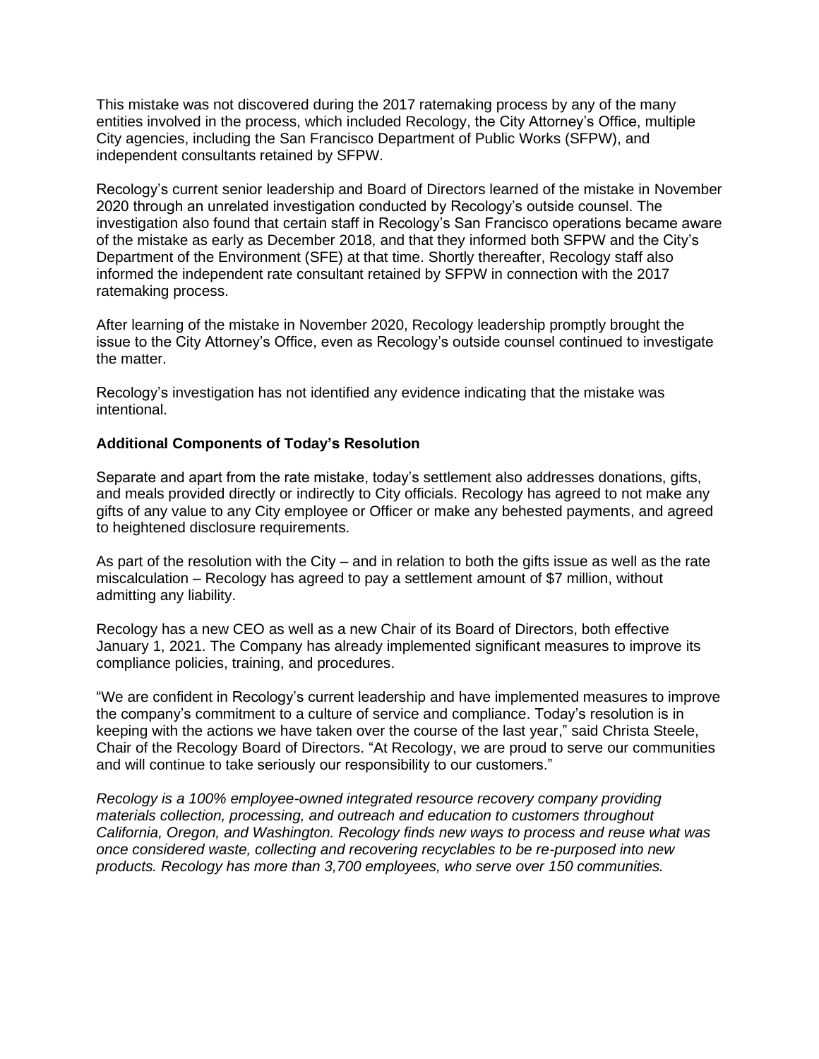This mistake was not discovered during the 2017 ratemaking process by any of the many entities involved in the process, which included Recology, the City Attorney's Office, multiple City agencies, including the San Francisco Department of Public Works (SFPW), and independent consultants retained by SFPW.

Recology's current senior leadership and Board of Directors learned of the mistake in November 2020 through an unrelated investigation conducted by Recology's outside counsel. The investigation also found that certain staff in Recology's San Francisco operations became aware of the mistake as early as December 2018, and that they informed both SFPW and the City's Department of the Environment (SFE) at that time. Shortly thereafter, Recology staff also informed the independent rate consultant retained by SFPW in connection with the 2017 ratemaking process.

After learning of the mistake in November 2020, Recology leadership promptly brought the issue to the City Attorney's Office, even as Recology's outside counsel continued to investigate the matter.

Recology's investigation has not identified any evidence indicating that the mistake was intentional.

**Additional Components of Today's Resolution**

Separate and apart from the rate mistake, today's settlement also addresses donations, gifts, and meals provided directly or indirectly to City officials. Recology has agreed to not make any gifts of any value to any City employee or Officer or make any behested payments, and agreed to heightened disclosure requirements.

As part of the resolution with the City – and in relation to both the gifts issue as well as the rate miscalculation – Recology has agreed to pay a settlement amount of $7 million, without admitting any liability.

Recology has a new CEO as well as a new Chair of its Board of Directors, both effective January 1, 2021. The Company has already implemented significant measures to improve its compliance policies, training, and procedures.

"We are confident in Recology's current leadership and have implemented measures to improve the company's commitment to a culture of service and compliance. Today's resolution is in keeping with the actions we have taken over the course of the last year," said Christa Steele, Chair of the Recology Board of Directors. "At Recology, we are proud to serve our communities and will continue to take seriously our responsibility to our customers."

*Recology is a 100% employee-owned integrated resource recovery company providing materials collection, processing, and outreach and education to customers throughout California, Oregon, and Washington. Recology finds new ways to process and reuse what was once considered waste, collecting and recovering recyclables to be re-purposed into new products. Recology has more than 3,700 employees, who serve over 150 communities.*